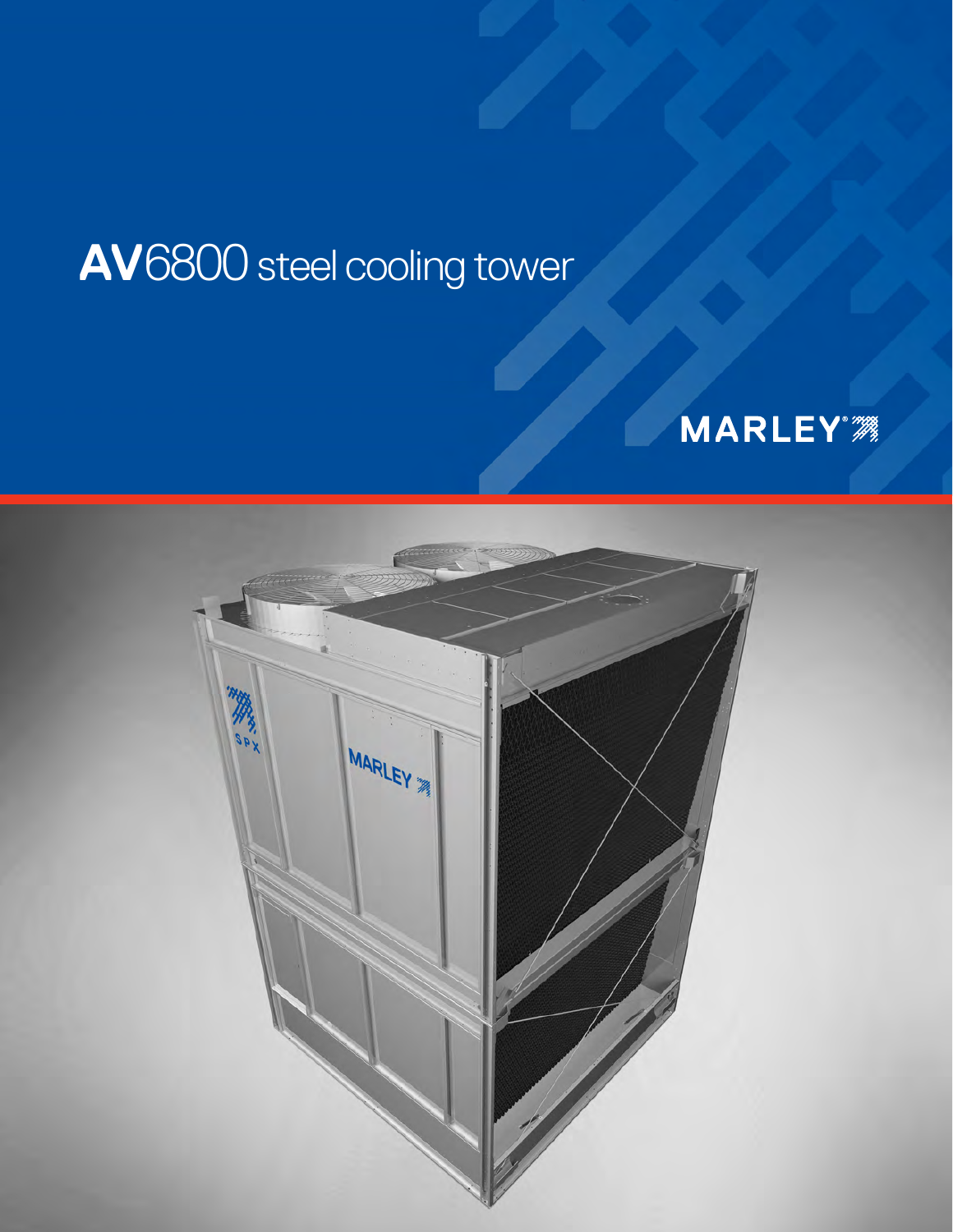# AV6800 steel cooling tower

MARLEY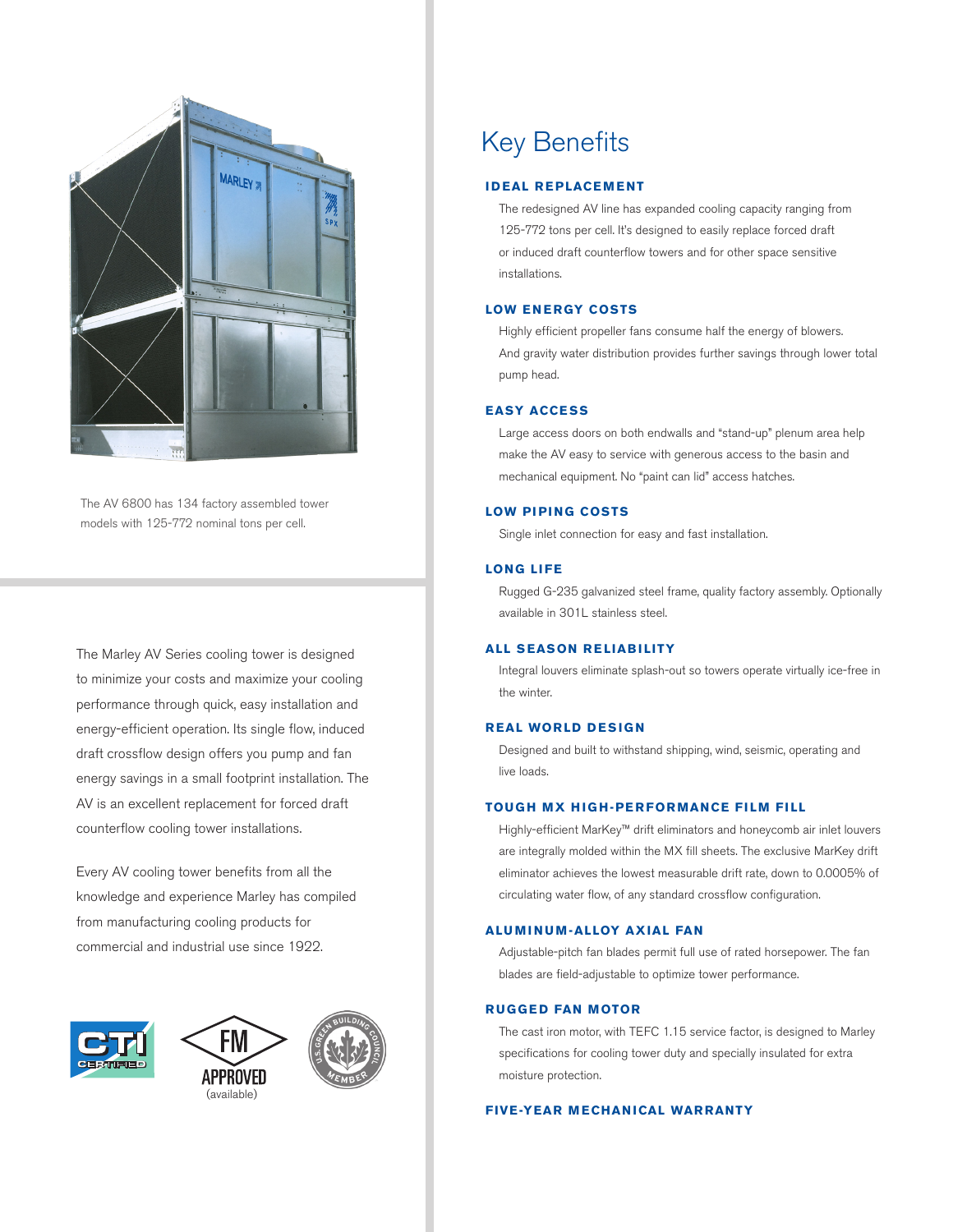The AV 6800 has 134 factory assembled tower models with 125-772 nominal tons per cell.

The Marley AV Series cooling tower is designed to minimize your costs and maximize your cooling performance through quick, easy installation and energy-efficient operation. Its single flow, induced draft crossflow design offers you pump and fan energy savings in a small footprint installation. The AV is an excellent replacement for forced draft counterflow cooling tower installations.

Every AV cooling tower benefits from all the knowledge and experience Marley has compiled from manufacturing cooling products for commercial and industrial use since 1922.

CTI CERTIFIED

FM APPROVED (available)

U.S. GREEN BUILDING COUNCIL MEMBER

# Key Benefits

### IDEAL REPLACEMENT

The redesigned AV line has expanded cooling capacity ranging from 125-772 tons per cell. It's designed to easily replace forced draft or induced draft counterflow towers and for other space sensitive installations.

### LOW ENERGY COSTS

Highly efficient propeller fans consume half the energy of blowers. And gravity water distribution provides further savings through lower total pump head.

### EASY ACCESS

Large access doors on both endwalls and "stand-up" plenum area help make the AV easy to service with generous access to the basin and mechanical equipment. No "paint can lid" access hatches.

### LOW PIPING COSTS

Single inlet connection for easy and fast installation.

### LONG LIFE

Rugged G-235 galvanized steel frame, quality factory assembly. Optionally available in 301L stainless steel.

### ALL SEASON RELIABILITY

Integral louvers eliminate splash-out so towers operate virtually ice-free in the winter.

### REAL WORLD DESIGN

Designed and built to withstand shipping, wind, seismic, operating and live loads.

### TOUGH MX HIGH-PERFORMANCE FILM FILL

Highly-efficient MarKey™ drift eliminators and honeycomb air inlet louvers are integrally molded within the MX fill sheets. The exclusive MarKey drift eliminator achieves the lowest measurable drift rate, down to 0.0005% of circulating water flow, of any standard crossflow configuration.

### ALUMINUM-ALLOY AXIAL FAN

Adjustable-pitch fan blades permit full use of rated horsepower. The fan blades are field-adjustable to optimize tower performance.

### RUGGED FAN MOTOR

The cast iron motor, with TEFC 1.15 service factor, is designed to Marley specifications for cooling tower duty and specially insulated for extra moisture protection.

### FIVE-YEAR MECHANICAL WARRANTY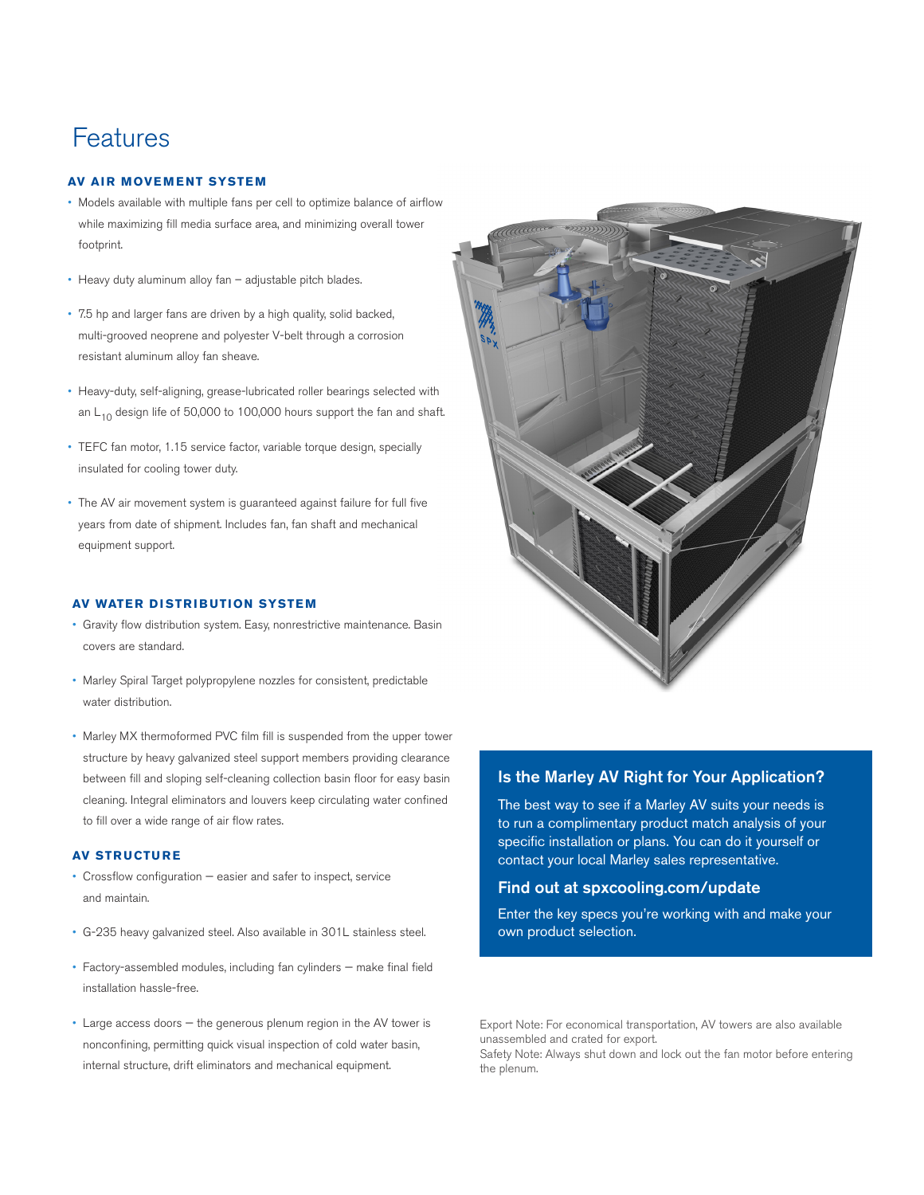# Features

### AV AIR MOVEMENT SYSTEM

- Models available with multiple fans per cell to optimize balance of airflow while maximizing fill media surface area, and minimizing overall tower footprint.
- Heavy duty aluminum alloy fan – adjustable pitch blades.
- 7.5 hp and larger fans are driven by a high quality, solid backed, multi-grooved neoprene and polyester V-belt through a corrosion resistant aluminum alloy fan sheave.
- Heavy-duty, self-aligning, grease-lubricated roller bearings selected with an $L_{10}$ design life of 50,000 to 100,000 hours support the fan and shaft.
- TEFC fan motor, 1.15 service factor, variable torque design, specially insulated for cooling tower duty.
- The AV air movement system is guaranteed against failure for full five years from date of shipment. Includes fan, fan shaft and mechanical equipment support.

### AV WATER DISTRIBUTION SYSTEM

- Gravity flow distribution system. Easy, nonrestrictive maintenance. Basin covers are standard.
- Marley Spiral Target polypropylene nozzles for consistent, predictable water distribution.
- Marley MX thermoformed PVC film fill is suspended from the upper tower structure by heavy galvanized steel support members providing clearance between fill and sloping self-cleaning collection basin floor for easy basin cleaning. Integral eliminators and louvers keep circulating water confined to fill over a wide range of air flow rates.

### AV STRUCTURE

- Crossflow configuration — easier and safer to inspect, service and maintain.
- G-235 heavy galvanized steel. Also available in 301L stainless steel.
- Factory-assembled modules, including fan cylinders — make final field installation hassle-free.
- Large access doors — the generous plenum region in the AV tower is nonconfining, permitting quick visual inspection of cold water basin, internal structure, drift eliminators and mechanical equipment.

### Is the Marley AV Right for Your Application?

The best way to see if a Marley AV suits your needs is to run a complimentary product match analysis of your specific installation or plans. You can do it yourself or contact your local Marley sales representative.

### Find out at spxcooling.com/update

Enter the key specs you're working with and make your own product selection.

Export Note: For economical transportation, AV towers are also available unassembled and crated for export.
Safety Note: Always shut down and lock out the fan motor before entering the plenum.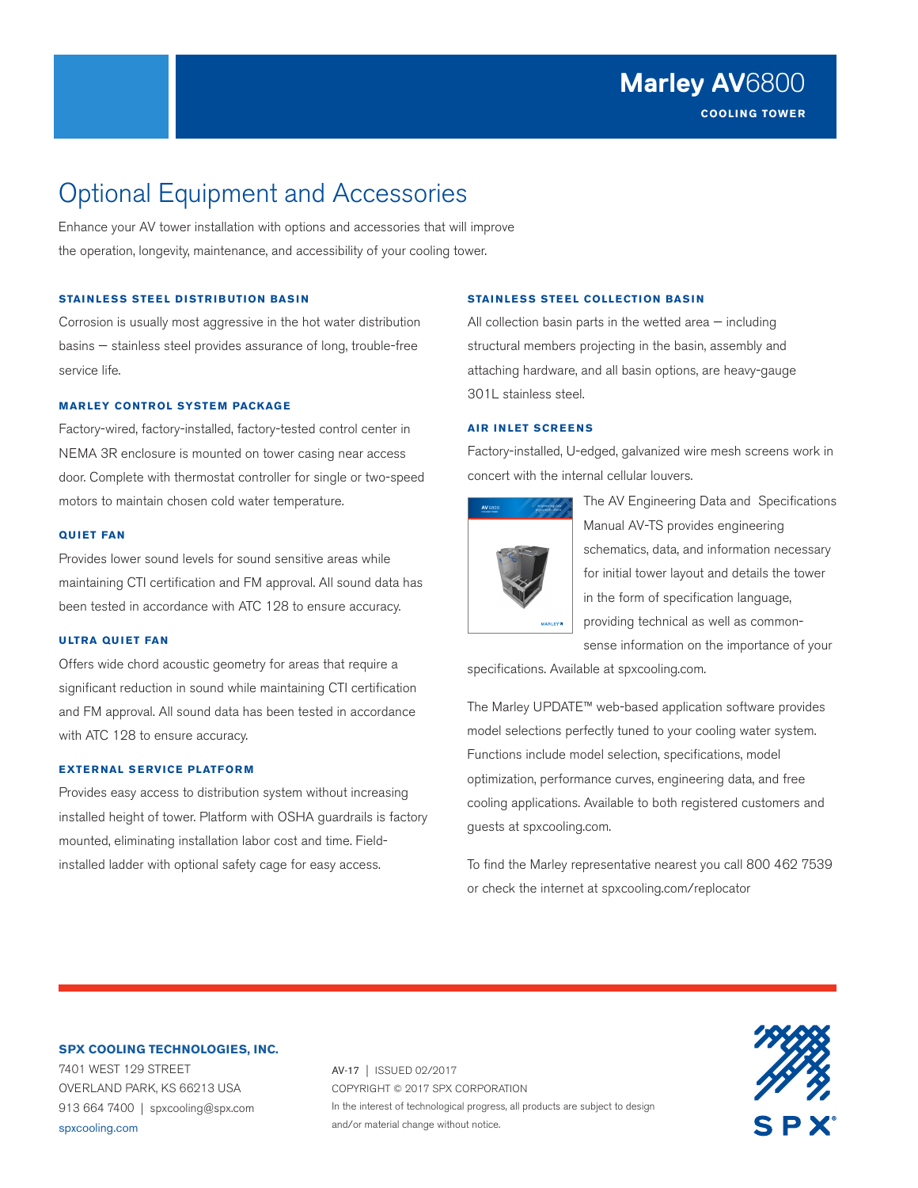# Optional Equipment and Accessories

Enhance your AV tower installation with options and accessories that will improve the operation, longevity, maintenance, and accessibility of your cooling tower.

### STAINLESS STEEL DISTRIBUTION BASIN

Corrosion is usually most aggressive in the hot water distribution basins — stainless steel provides assurance of long, trouble-free service life.

### MARLEY CONTROL SYSTEM PACKAGE

Factory-wired, factory-installed, factory-tested control center in NEMA 3R enclosure is mounted on tower casing near access door. Complete with thermostat controller for single or two-speed motors to maintain chosen cold water temperature.

### QUIET FAN

Provides lower sound levels for sound sensitive areas while maintaining CTI certification and FM approval. All sound data has been tested in accordance with ATC 128 to ensure accuracy.

### ULTRA QUIET FAN

Offers wide chord acoustic geometry for areas that require a significant reduction in sound while maintaining CTI certification and FM approval. All sound data has been tested in accordance with ATC 128 to ensure accuracy.

### EXTERNAL SERVICE PLATFORM

Provides easy access to distribution system without increasing installed height of tower. Platform with OSHA guardrails is factory mounted, eliminating installation labor cost and time. Field-installed ladder with optional safety cage for easy access.

### STAINLESS STEEL COLLECTION BASIN

All collection basin parts in the wetted area — including structural members projecting in the basin, assembly and attaching hardware, and all basin options, are heavy-gauge 301L stainless steel.

### AIR INLET SCREENS

Factory-installed, U-edged, galvanized wire mesh screens work in concert with the internal cellular louvers.

The AV Engineering Data and Specifications Manual AV-TS provides engineering schematics, data, and information necessary for initial tower layout and details the tower in the form of specification language, providing technical as well as common-sense information on the importance of your specifications. Available at spxcooling.com.

The Marley UPDATE™ web-based application software provides model selections perfectly tuned to your cooling water system. Functions include model selection, specifications, model optimization, performance curves, engineering data, and free cooling applications. Available to both registered customers and guests at spxcooling.com.

To find the Marley representative nearest you call 800 462 7539 or check the internet at spxcooling.com/replocator

**SPX COOLING TECHNOLOGIES, INC.**
7401 WEST 129 STREET
OVERLAND PARK, KS 66213 USA
913 664 7400 | spxcooling@spx.com
spxcooling.com

AV-17 | ISSUED 02/2017
COPYRIGHT © 2017 SPX CORPORATION
In the interest of technological progress, all products are subject to design and/or material change without notice.